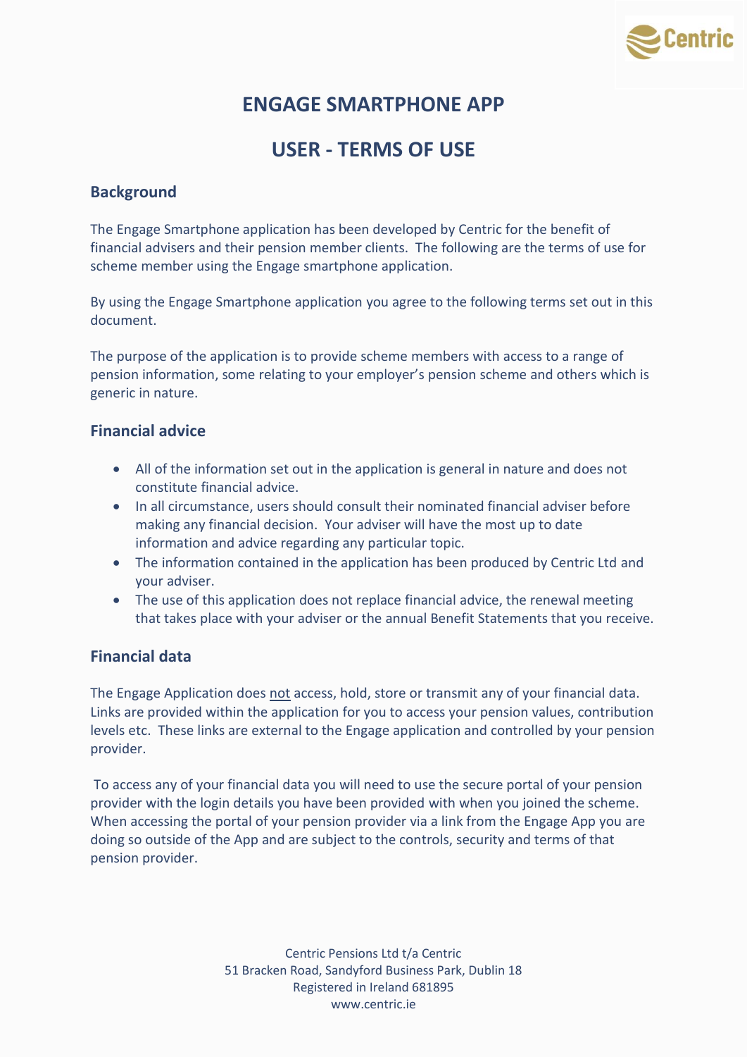# ENGAGE SMARTPHONE APP

# USER - TERMS OF USE

## Background

The Engage Smartphone application has been developed by Centric for the benefit of financial advisers and their pension member clients. The following are the terms of use for scheme member using the Engage smartphone application.

By using the Engage Smartphone application you agree to the following terms set out in this document.

The purpose of the application is to provide scheme members with access to a range of pension information, some relating to your employer's pension scheme and others which is generic in nature.

## Financial advice

- All of the information set out in the application is general in nature and does not constitute financial advice.
- In all circumstance, users should consult their nominated financial adviser before making any financial decision. Your adviser will have the most up to date information and advice regarding any particular topic.
- The information contained in the application has been produced by Centric Ltd and your adviser.
- The use of this application does not replace financial advice, the renewal meeting that takes place with your adviser or the annual Benefit Statements that you receive.

## Financial data

The Engage Application does <u>not</u> access, hold, store or transmit any of your financial data. Links are provided within the application for you to access your pension values, contribution levels etc. These links are external to the Engage application and controlled by your pension provider.

To access any of your financial data you will need to use the secure portal of your pension provider with the login details you have been provided with when you joined the scheme. When accessing the portal of your pension provider via a link from the Engage App you are doing so outside of the App and are subject to the controls, security and terms of that pension provider.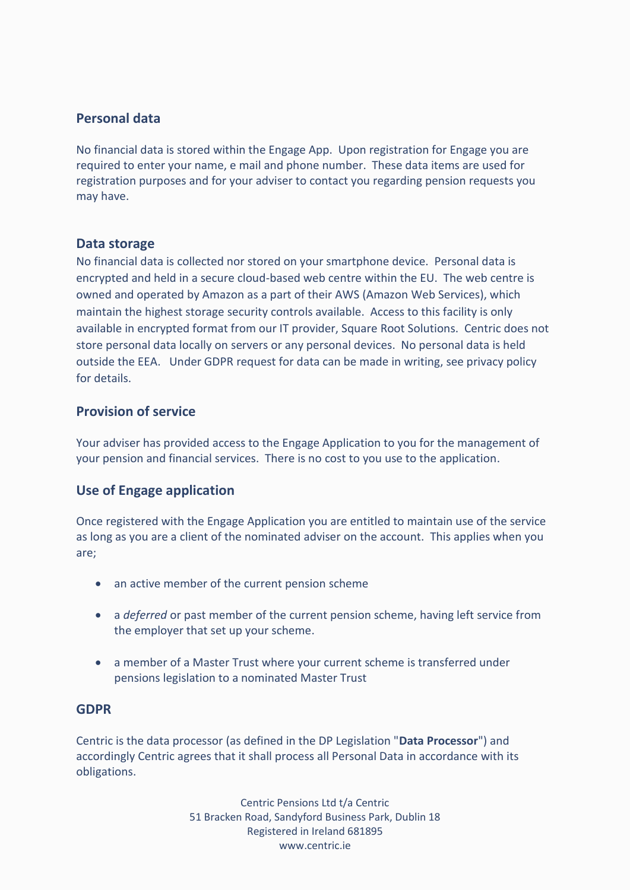## Personal data

No financial data is stored within the Engage App. Upon registration for Engage you are required to enter your name, e mail and phone number. These data items are used for registration purposes and for your adviser to contact you regarding pension requests you may have.

## Data storage

No financial data is collected nor stored on your smartphone device. Personal data is encrypted and held in a secure cloud-based web centre within the EU. The web centre is owned and operated by Amazon as a part of their AWS (Amazon Web Services), which maintain the highest storage security controls available. Access to this facility is only available in encrypted format from our IT provider, Square Root Solutions. Centric does not store personal data locally on servers or any personal devices. No personal data is held outside the EEA. Under GDPR request for data can be made in writing, see privacy policy for details.

## Provision of service

Your adviser has provided access to the Engage Application to you for the management of your pension and financial services. There is no cost to you use to the application.

## Use of Engage application

Once registered with the Engage Application you are entitled to maintain use of the service as long as you are a client of the nominated adviser on the account. This applies when you are;

- an active member of the current pension scheme
- a *deferred* or past member of the current pension scheme, having left service from the employer that set up your scheme.
- a member of a Master Trust where your current scheme is transferred under pensions legislation to a nominated Master Trust

## GDPR

Centric is the data processor (as defined in the DP Legislation "**Data Processor**") and accordingly Centric agrees that it shall process all Personal Data in accordance with its obligations.

Centric Pensions Ltd t/a Centric
51 Bracken Road, Sandyford Business Park, Dublin 18
Registered in Ireland 681895
www.centric.ie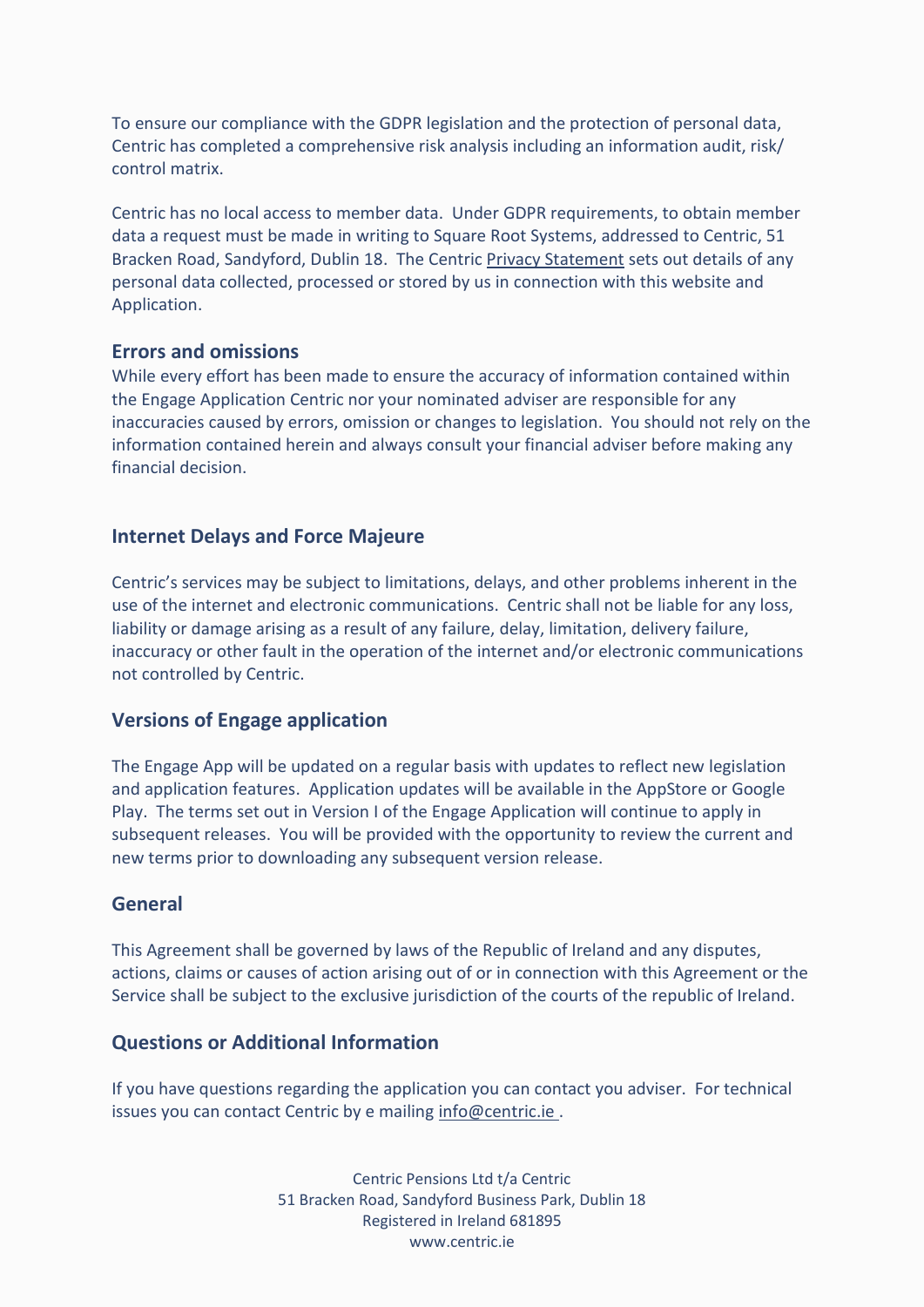To ensure our compliance with the GDPR legislation and the protection of personal data, Centric has completed a comprehensive risk analysis including an information audit, risk/ control matrix.

Centric has no local access to member data. Under GDPR requirements, to obtain member data a request must be made in writing to Square Root Systems, addressed to Centric, 51 Bracken Road, Sandyford, Dublin 18. The Centric Privacy Statement sets out details of any personal data collected, processed or stored by us in connection with this website and Application.

## Errors and omissions

While every effort has been made to ensure the accuracy of information contained within the Engage Application Centric nor your nominated adviser are responsible for any inaccuracies caused by errors, omission or changes to legislation. You should not rely on the information contained herein and always consult your financial adviser before making any financial decision.

## Internet Delays and Force Majeure

Centric's services may be subject to limitations, delays, and other problems inherent in the use of the internet and electronic communications. Centric shall not be liable for any loss, liability or damage arising as a result of any failure, delay, limitation, delivery failure, inaccuracy or other fault in the operation of the internet and/or electronic communications not controlled by Centric.

## Versions of Engage application

The Engage App will be updated on a regular basis with updates to reflect new legislation and application features. Application updates will be available in the AppStore or Google Play. The terms set out in Version I of the Engage Application will continue to apply in subsequent releases. You will be provided with the opportunity to review the current and new terms prior to downloading any subsequent version release.

## General

This Agreement shall be governed by laws of the Republic of Ireland and any disputes, actions, claims or causes of action arising out of or in connection with this Agreement or the Service shall be subject to the exclusive jurisdiction of the courts of the republic of Ireland.

## Questions or Additional Information

If you have questions regarding the application you can contact you adviser. For technical issues you can contact Centric by e mailing info@centric.ie .

Centric Pensions Ltd t/a Centric
51 Bracken Road, Sandyford Business Park, Dublin 18
Registered in Ireland 681895
www.centric.ie